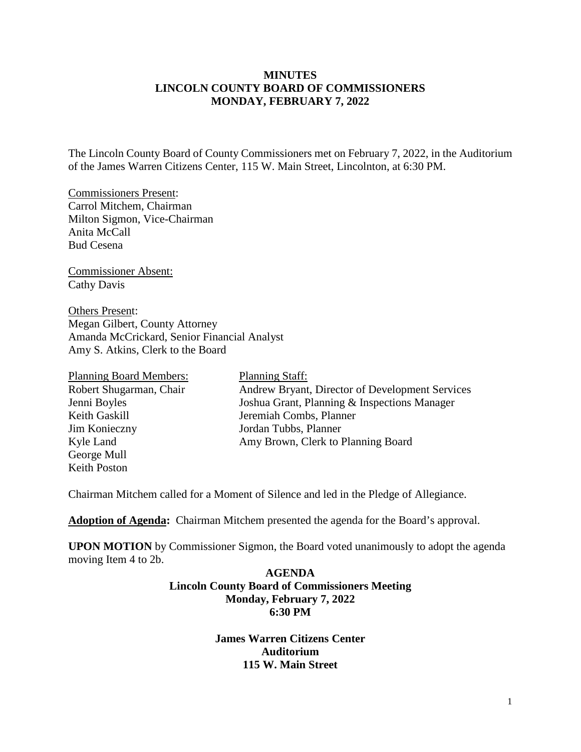**MINUTES**
**LINCOLN COUNTY BOARD OF COMMISSIONERS**
**MONDAY, FEBRUARY 7, 2022**

The Lincoln County Board of County Commissioners met on February 7, 2022, in the Auditorium of the James Warren Citizens Center, 115 W. Main Street, Lincolnton, at 6:30 PM.

Commissioners Present:
Carrol Mitchem, Chairman
Milton Sigmon, Vice-Chairman
Anita McCall
Bud Cesena

Commissioner Absent:
Cathy Davis

Others Present:
Megan Gilbert, County Attorney
Amanda McCrickard, Senior Financial Analyst
Amy S. Atkins, Clerk to the Board

| Planning Board Members: | Planning Staff: |
|---|---|
| Robert Shugarman, Chair | Andrew Bryant, Director of Development Services |
| Jenni Boyles | Joshua Grant, Planning & Inspections Manager |
| Keith Gaskill | Jeremiah Combs, Planner |
| Jim Konieczny | Jordan Tubbs, Planner |
| Kyle Land | Amy Brown, Clerk to Planning Board |
| George Mull | |
| Keith Poston | |

Chairman Mitchem called for a Moment of Silence and led in the Pledge of Allegiance.

**Adoption of Agenda:** Chairman Mitchem presented the agenda for the Board's approval.

**UPON MOTION** by Commissioner Sigmon, the Board voted unanimously to adopt the agenda moving Item 4 to 2b.

**AGENDA**
**Lincoln County Board of Commissioners Meeting**
**Monday, February 7, 2022**
**6:30 PM**

**James Warren Citizens Center**
**Auditorium**
**115 W. Main Street**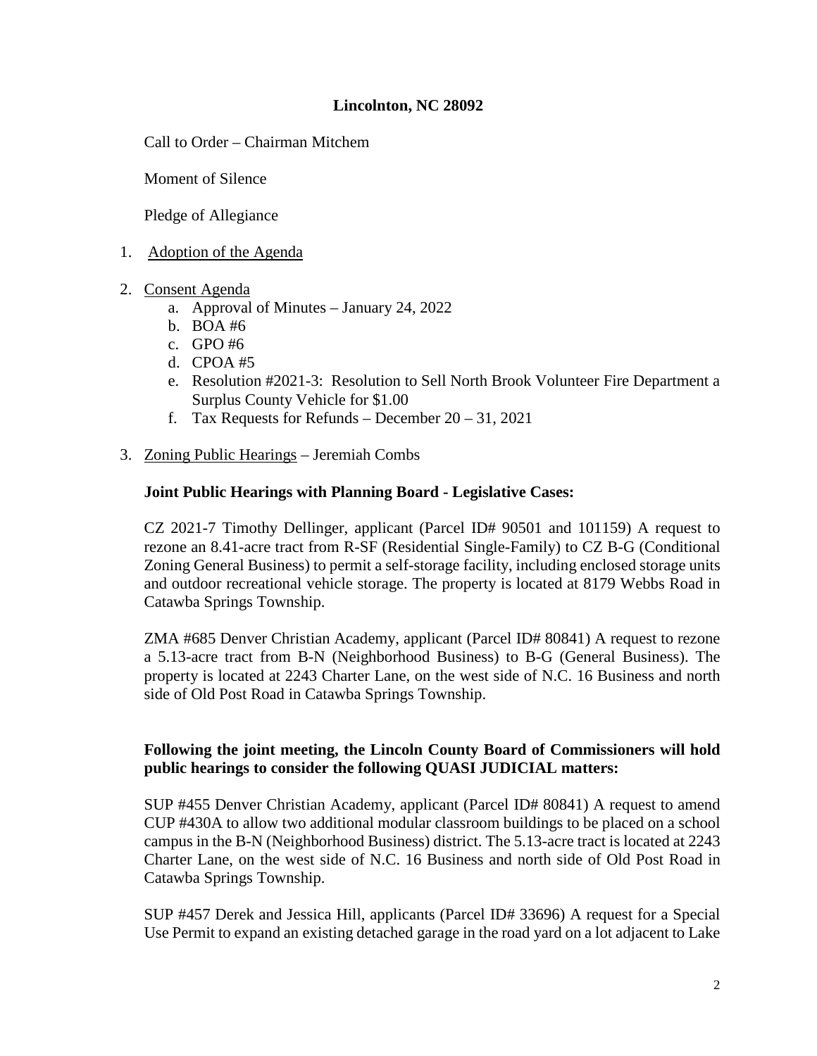**Lincolnton, NC 28092**

Call to Order – Chairman Mitchem

Moment of Silence

Pledge of Allegiance

1. Adoption of the Agenda

2. Consent Agenda
   a. Approval of Minutes – January 24, 2022
   b. BOA #6
   c. GPO #6
   d. CPOA #5
   e. Resolution #2021-3: Resolution to Sell North Brook Volunteer Fire Department a Surplus County Vehicle for $1.00
   f. Tax Requests for Refunds – December 20 – 31, 2021

3. Zoning Public Hearings – Jeremiah Combs

**Joint Public Hearings with Planning Board - Legislative Cases:**

CZ 2021-7 Timothy Dellinger, applicant (Parcel ID# 90501 and 101159) A request to rezone an 8.41-acre tract from R-SF (Residential Single-Family) to CZ B-G (Conditional Zoning General Business) to permit a self-storage facility, including enclosed storage units and outdoor recreational vehicle storage. The property is located at 8179 Webbs Road in Catawba Springs Township.

ZMA #685 Denver Christian Academy, applicant (Parcel ID# 80841) A request to rezone a 5.13-acre tract from B-N (Neighborhood Business) to B-G (General Business). The property is located at 2243 Charter Lane, on the west side of N.C. 16 Business and north side of Old Post Road in Catawba Springs Township.

**Following the joint meeting, the Lincoln County Board of Commissioners will hold public hearings to consider the following QUASI JUDICIAL matters:**

SUP #455 Denver Christian Academy, applicant (Parcel ID# 80841) A request to amend CUP #430A to allow two additional modular classroom buildings to be placed on a school campus in the B-N (Neighborhood Business) district. The 5.13-acre tract is located at 2243 Charter Lane, on the west side of N.C. 16 Business and north side of Old Post Road in Catawba Springs Township.

SUP #457 Derek and Jessica Hill, applicants (Parcel ID# 33696) A request for a Special Use Permit to expand an existing detached garage in the road yard on a lot adjacent to Lake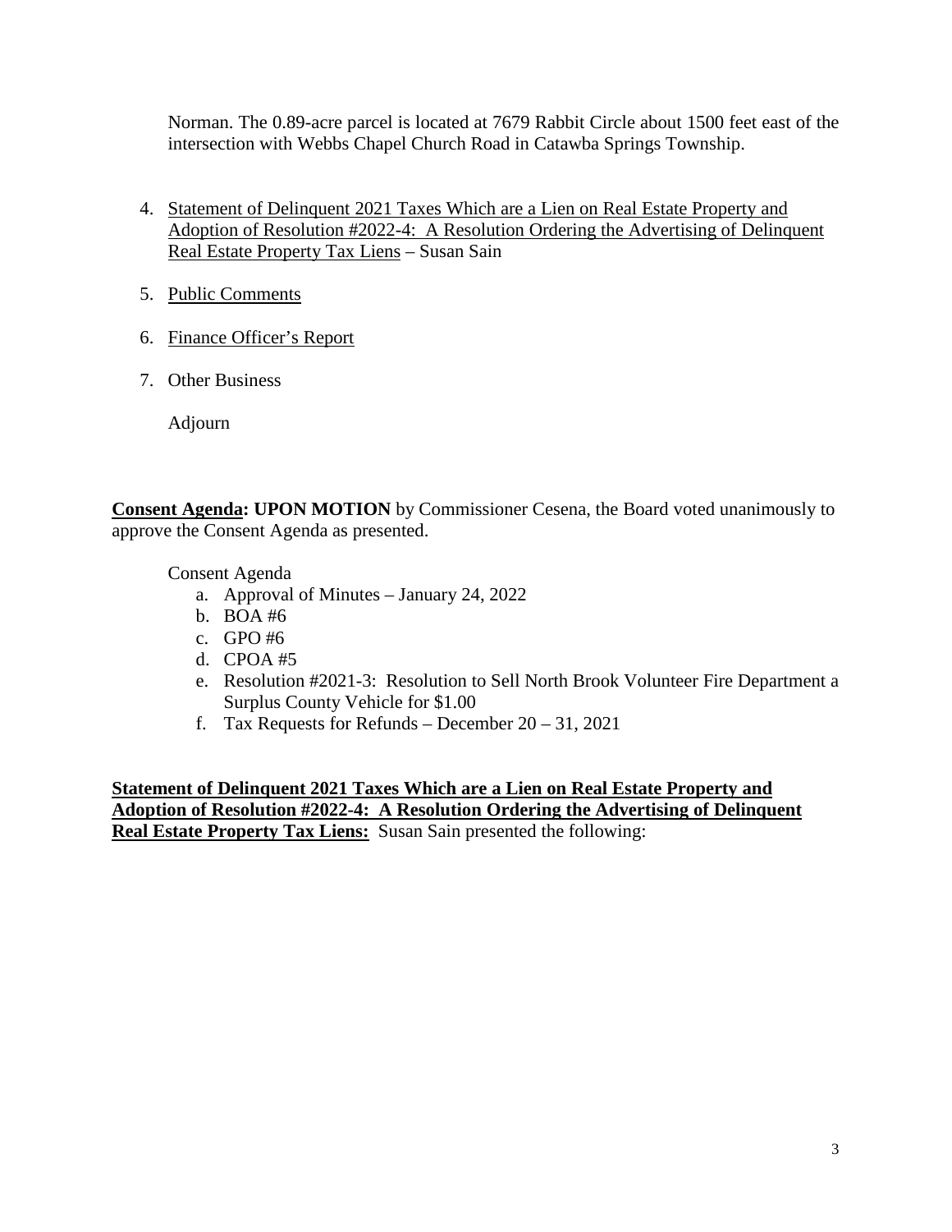Norman. The 0.89-acre parcel is located at 7679 Rabbit Circle about 1500 feet east of the intersection with Webbs Chapel Church Road in Catawba Springs Township.

4. Statement of Delinquent 2021 Taxes Which are a Lien on Real Estate Property and Adoption of Resolution #2022-4: A Resolution Ordering the Advertising of Delinquent Real Estate Property Tax Liens – Susan Sain

5. Public Comments

6. Finance Officer's Report

7. Other Business

   Adjourn

**Consent Agenda: UPON MOTION** by Commissioner Cesena, the Board voted unanimously to approve the Consent Agenda as presented.

Consent Agenda

a. Approval of Minutes – January 24, 2022
b. BOA #6
c. GPO #6
d. CPOA #5
e. Resolution #2021-3: Resolution to Sell North Brook Volunteer Fire Department a Surplus County Vehicle for $1.00
f. Tax Requests for Refunds – December 20 – 31, 2021

**Statement of Delinquent 2021 Taxes Which are a Lien on Real Estate Property and Adoption of Resolution #2022-4: A Resolution Ordering the Advertising of Delinquent Real Estate Property Tax Liens:** Susan Sain presented the following: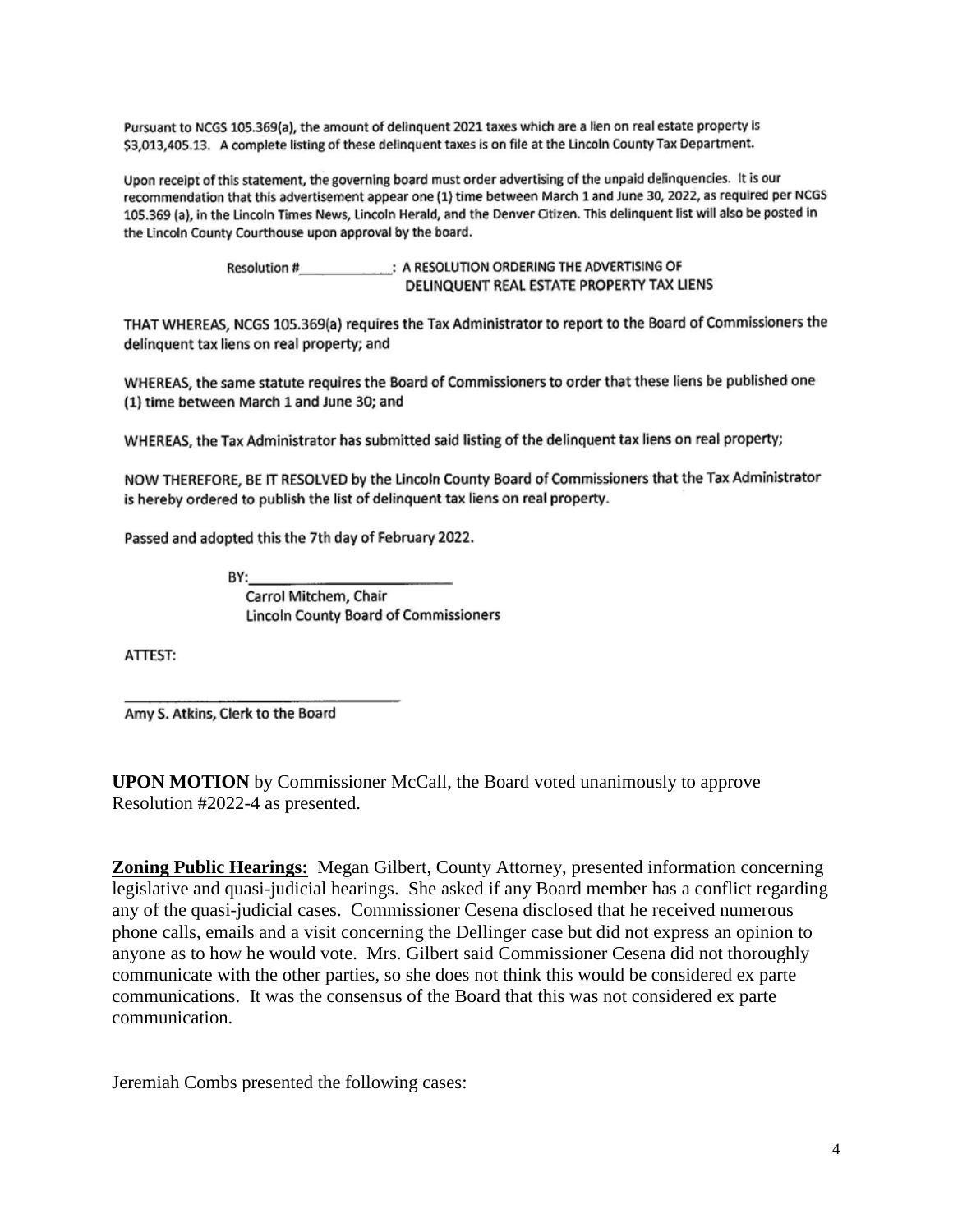Pursuant to NCGS 105.369(a), the amount of delinquent 2021 taxes which are a lien on real estate property is $3,013,405.13. A complete listing of these delinquent taxes is on file at the Lincoln County Tax Department.

Upon receipt of this statement, the governing board must order advertising of the unpaid delinquencies. It is our recommendation that this advertisement appear one (1) time between March 1 and June 30, 2022, as required per NCGS 105.369 (a), in the Lincoln Times News, Lincoln Herald, and the Denver Citizen. This delinquent list will also be posted in the Lincoln County Courthouse upon approval by the board.

Resolution #____________: A RESOLUTION ORDERING THE ADVERTISING OF DELINQUENT REAL ESTATE PROPERTY TAX LIENS

THAT WHEREAS, NCGS 105.369(a) requires the Tax Administrator to report to the Board of Commissioners the delinquent tax liens on real property; and

WHEREAS, the same statute requires the Board of Commissioners to order that these liens be published one (1) time between March 1 and June 30; and

WHEREAS, the Tax Administrator has submitted said listing of the delinquent tax liens on real property;

NOW THEREFORE, BE IT RESOLVED by the Lincoln County Board of Commissioners that the Tax Administrator is hereby ordered to publish the list of delinquent tax liens on real property.

Passed and adopted this the 7th day of February 2022.

BY:___________________________
Carrol Mitchem, Chair
Lincoln County Board of Commissioners

ATTEST:

___________________________
Amy S. Atkins, Clerk to the Board

**UPON MOTION** by Commissioner McCall, the Board voted unanimously to approve Resolution #2022-4 as presented.

**Zoning Public Hearings:** Megan Gilbert, County Attorney, presented information concerning legislative and quasi-judicial hearings. She asked if any Board member has a conflict regarding any of the quasi-judicial cases. Commissioner Cesena disclosed that he received numerous phone calls, emails and a visit concerning the Dellinger case but did not express an opinion to anyone as to how he would vote. Mrs. Gilbert said Commissioner Cesena did not thoroughly communicate with the other parties, so she does not think this would be considered ex parte communications. It was the consensus of the Board that this was not considered ex parte communication.

Jeremiah Combs presented the following cases: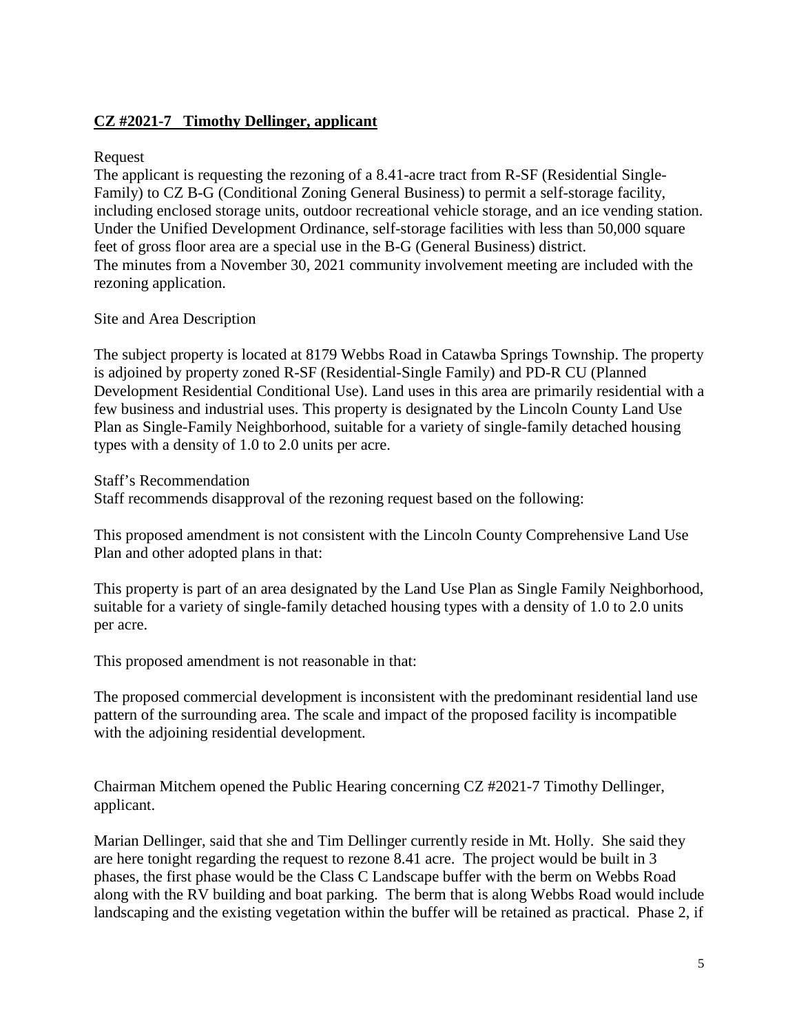**CZ #2021-7 Timothy Dellinger, applicant**

Request

The applicant is requesting the rezoning of a 8.41-acre tract from R-SF (Residential Single-Family) to CZ B-G (Conditional Zoning General Business) to permit a self-storage facility, including enclosed storage units, outdoor recreational vehicle storage, and an ice vending station. Under the Unified Development Ordinance, self-storage facilities with less than 50,000 square feet of gross floor area are a special use in the B-G (General Business) district. The minutes from a November 30, 2021 community involvement meeting are included with the rezoning application.

Site and Area Description

The subject property is located at 8179 Webbs Road in Catawba Springs Township. The property is adjoined by property zoned R-SF (Residential-Single Family) and PD-R CU (Planned Development Residential Conditional Use). Land uses in this area are primarily residential with a few business and industrial uses. This property is designated by the Lincoln County Land Use Plan as Single-Family Neighborhood, suitable for a variety of single-family detached housing types with a density of 1.0 to 2.0 units per acre.

Staff's Recommendation

Staff recommends disapproval of the rezoning request based on the following:

This proposed amendment is not consistent with the Lincoln County Comprehensive Land Use Plan and other adopted plans in that:

This property is part of an area designated by the Land Use Plan as Single Family Neighborhood, suitable for a variety of single-family detached housing types with a density of 1.0 to 2.0 units per acre.

This proposed amendment is not reasonable in that:

The proposed commercial development is inconsistent with the predominant residential land use pattern of the surrounding area. The scale and impact of the proposed facility is incompatible with the adjoining residential development.

Chairman Mitchem opened the Public Hearing concerning CZ #2021-7 Timothy Dellinger, applicant.

Marian Dellinger, said that she and Tim Dellinger currently reside in Mt. Holly. She said they are here tonight regarding the request to rezone 8.41 acre. The project would be built in 3 phases, the first phase would be the Class C Landscape buffer with the berm on Webbs Road along with the RV building and boat parking. The berm that is along Webbs Road would include landscaping and the existing vegetation within the buffer will be retained as practical. Phase 2, if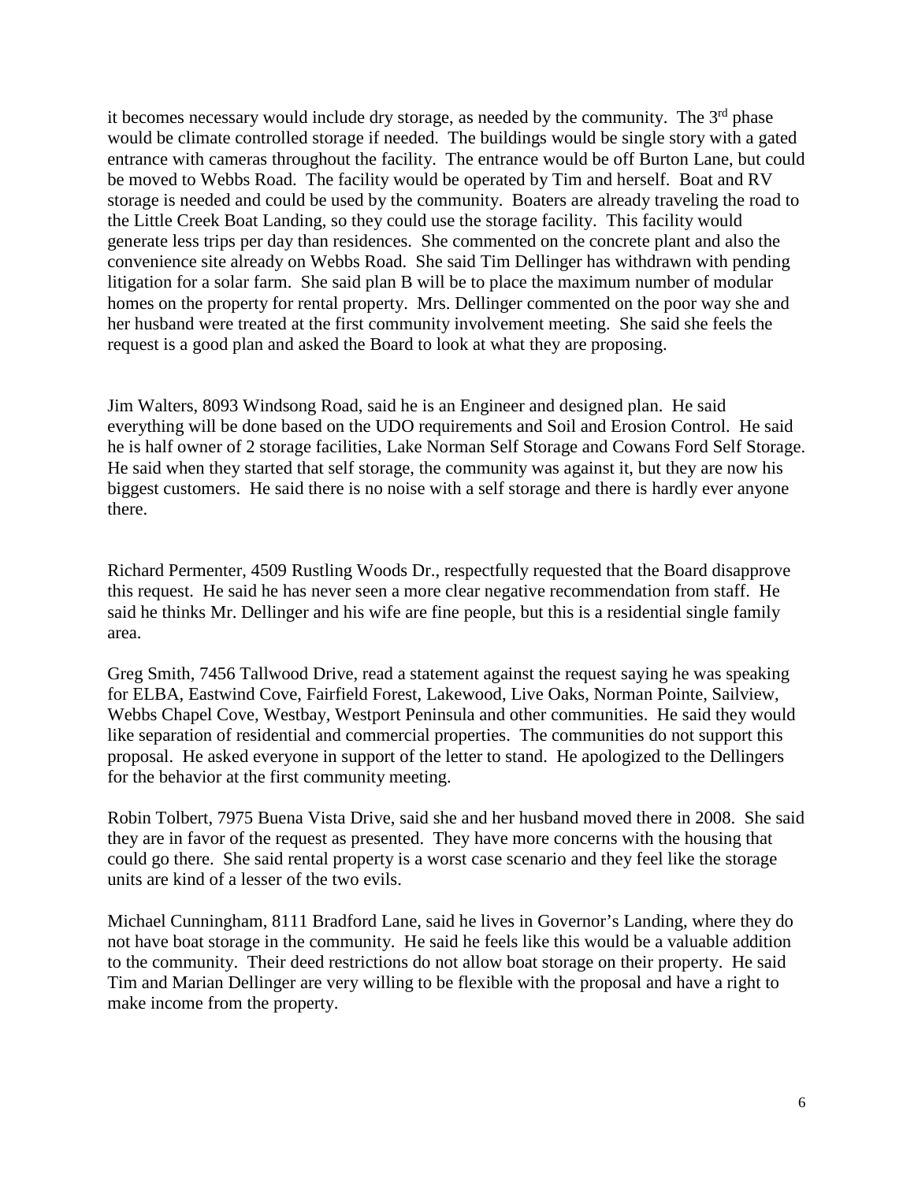it becomes necessary would include dry storage, as needed by the community. The 3rd phase would be climate controlled storage if needed. The buildings would be single story with a gated entrance with cameras throughout the facility. The entrance would be off Burton Lane, but could be moved to Webbs Road. The facility would be operated by Tim and herself. Boat and RV storage is needed and could be used by the community. Boaters are already traveling the road to the Little Creek Boat Landing, so they could use the storage facility. This facility would generate less trips per day than residences. She commented on the concrete plant and also the convenience site already on Webbs Road. She said Tim Dellinger has withdrawn with pending litigation for a solar farm. She said plan B will be to place the maximum number of modular homes on the property for rental property. Mrs. Dellinger commented on the poor way she and her husband were treated at the first community involvement meeting. She said she feels the request is a good plan and asked the Board to look at what they are proposing.

Jim Walters, 8093 Windsong Road, said he is an Engineer and designed plan. He said everything will be done based on the UDO requirements and Soil and Erosion Control. He said he is half owner of 2 storage facilities, Lake Norman Self Storage and Cowans Ford Self Storage. He said when they started that self storage, the community was against it, but they are now his biggest customers. He said there is no noise with a self storage and there is hardly ever anyone there.

Richard Permenter, 4509 Rustling Woods Dr., respectfully requested that the Board disapprove this request. He said he has never seen a more clear negative recommendation from staff. He said he thinks Mr. Dellinger and his wife are fine people, but this is a residential single family area.

Greg Smith, 7456 Tallwood Drive, read a statement against the request saying he was speaking for ELBA, Eastwind Cove, Fairfield Forest, Lakewood, Live Oaks, Norman Pointe, Sailview, Webbs Chapel Cove, Westbay, Westport Peninsula and other communities. He said they would like separation of residential and commercial properties. The communities do not support this proposal. He asked everyone in support of the letter to stand. He apologized to the Dellingers for the behavior at the first community meeting.

Robin Tolbert, 7975 Buena Vista Drive, said she and her husband moved there in 2008. She said they are in favor of the request as presented. They have more concerns with the housing that could go there. She said rental property is a worst case scenario and they feel like the storage units are kind of a lesser of the two evils.

Michael Cunningham, 8111 Bradford Lane, said he lives in Governor's Landing, where they do not have boat storage in the community. He said he feels like this would be a valuable addition to the community. Their deed restrictions do not allow boat storage on their property. He said Tim and Marian Dellinger are very willing to be flexible with the proposal and have a right to make income from the property.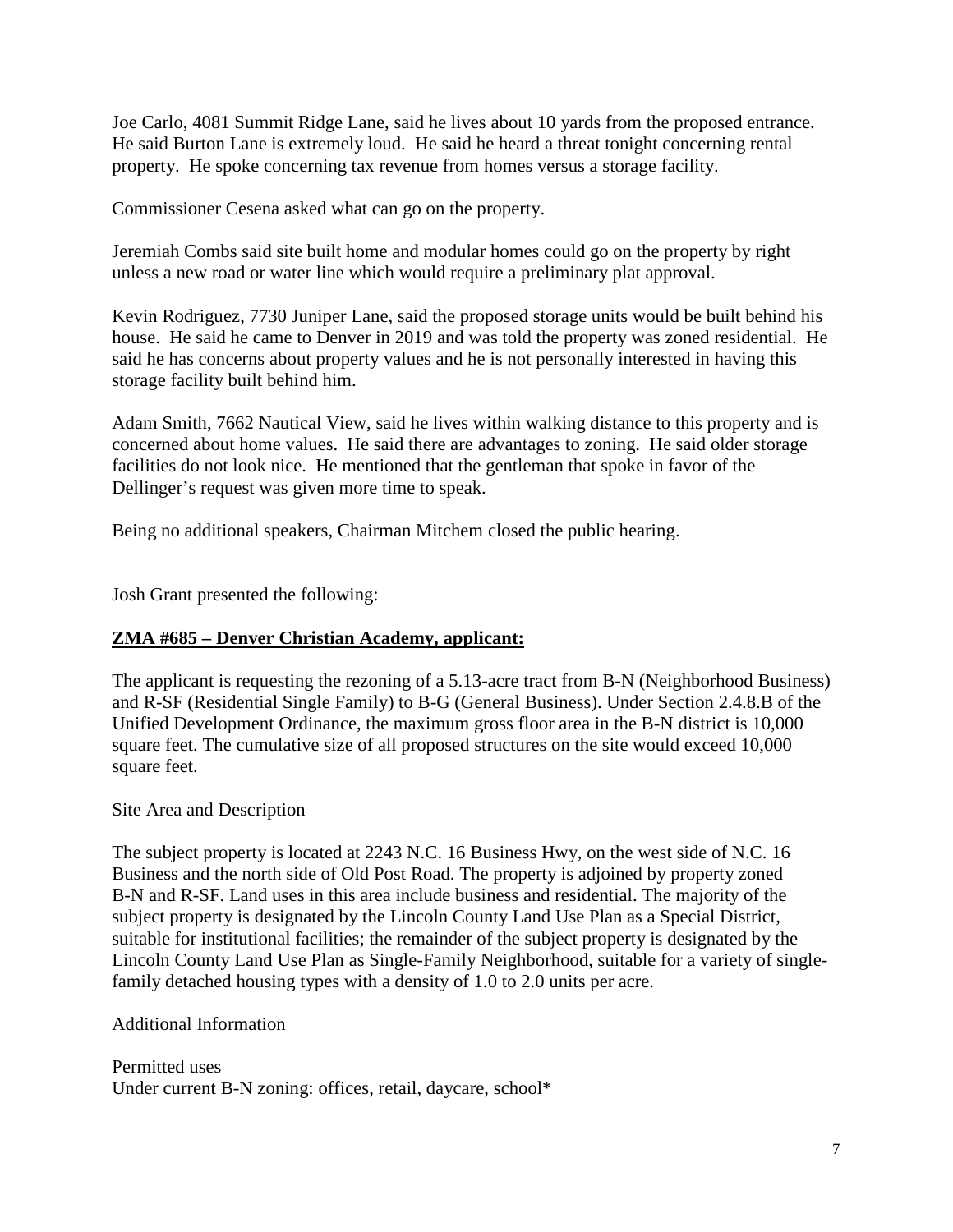Joe Carlo, 4081 Summit Ridge Lane, said he lives about 10 yards from the proposed entrance. He said Burton Lane is extremely loud. He said he heard a threat tonight concerning rental property. He spoke concerning tax revenue from homes versus a storage facility.

Commissioner Cesena asked what can go on the property.

Jeremiah Combs said site built home and modular homes could go on the property by right unless a new road or water line which would require a preliminary plat approval.

Kevin Rodriguez, 7730 Juniper Lane, said the proposed storage units would be built behind his house. He said he came to Denver in 2019 and was told the property was zoned residential. He said he has concerns about property values and he is not personally interested in having this storage facility built behind him.

Adam Smith, 7662 Nautical View, said he lives within walking distance to this property and is concerned about home values. He said there are advantages to zoning. He said older storage facilities do not look nice. He mentioned that the gentleman that spoke in favor of the Dellinger's request was given more time to speak.

Being no additional speakers, Chairman Mitchem closed the public hearing.

Josh Grant presented the following:

**ZMA #685 – Denver Christian Academy, applicant:**

The applicant is requesting the rezoning of a 5.13-acre tract from B-N (Neighborhood Business) and R-SF (Residential Single Family) to B-G (General Business). Under Section 2.4.8.B of the Unified Development Ordinance, the maximum gross floor area in the B-N district is 10,000 square feet. The cumulative size of all proposed structures on the site would exceed 10,000 square feet.

Site Area and Description

The subject property is located at 2243 N.C. 16 Business Hwy, on the west side of N.C. 16 Business and the north side of Old Post Road. The property is adjoined by property zoned B-N and R-SF. Land uses in this area include business and residential. The majority of the subject property is designated by the Lincoln County Land Use Plan as a Special District, suitable for institutional facilities; the remainder of the subject property is designated by the Lincoln County Land Use Plan as Single-Family Neighborhood, suitable for a variety of single-family detached housing types with a density of 1.0 to 2.0 units per acre.

Additional Information

Permitted uses
Under current B-N zoning: offices, retail, daycare, school*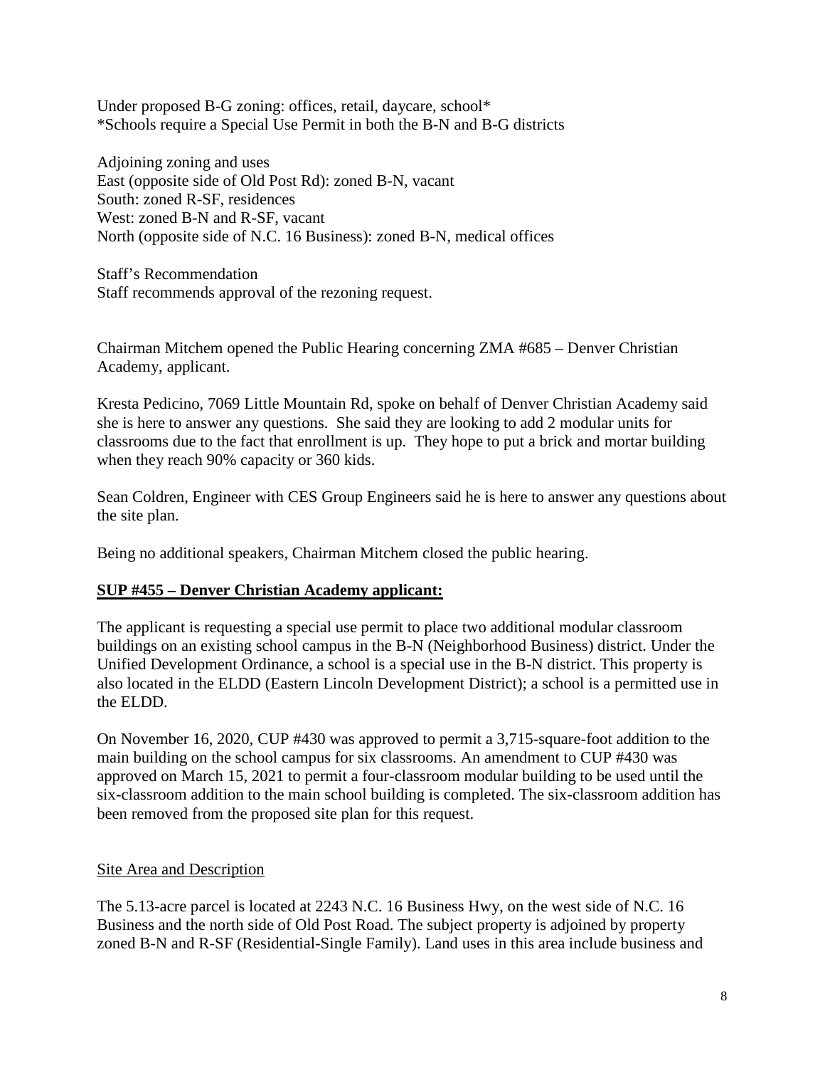Under proposed B-G zoning: offices, retail, daycare, school*
*Schools require a Special Use Permit in both the B-N and B-G districts

Adjoining zoning and uses
East (opposite side of Old Post Rd): zoned B-N, vacant
South: zoned R-SF, residences
West: zoned B-N and R-SF, vacant
North (opposite side of N.C. 16 Business): zoned B-N, medical offices

Staff's Recommendation
Staff recommends approval of the rezoning request.

Chairman Mitchem opened the Public Hearing concerning ZMA #685 – Denver Christian Academy, applicant.

Kresta Pedicino, 7069 Little Mountain Rd, spoke on behalf of Denver Christian Academy said she is here to answer any questions. She said they are looking to add 2 modular units for classrooms due to the fact that enrollment is up. They hope to put a brick and mortar building when they reach 90% capacity or 360 kids.

Sean Coldren, Engineer with CES Group Engineers said he is here to answer any questions about the site plan.

Being no additional speakers, Chairman Mitchem closed the public hearing.

**SUP #455 – Denver Christian Academy applicant:**

The applicant is requesting a special use permit to place two additional modular classroom buildings on an existing school campus in the B-N (Neighborhood Business) district. Under the Unified Development Ordinance, a school is a special use in the B-N district. This property is also located in the ELDD (Eastern Lincoln Development District); a school is a permitted use in the ELDD.

On November 16, 2020, CUP #430 was approved to permit a 3,715-square-foot addition to the main building on the school campus for six classrooms. An amendment to CUP #430 was approved on March 15, 2021 to permit a four-classroom modular building to be used until the six-classroom addition to the main school building is completed. The six-classroom addition has been removed from the proposed site plan for this request.

Site Area and Description

The 5.13-acre parcel is located at 2243 N.C. 16 Business Hwy, on the west side of N.C. 16 Business and the north side of Old Post Road. The subject property is adjoined by property zoned B-N and R-SF (Residential-Single Family). Land uses in this area include business and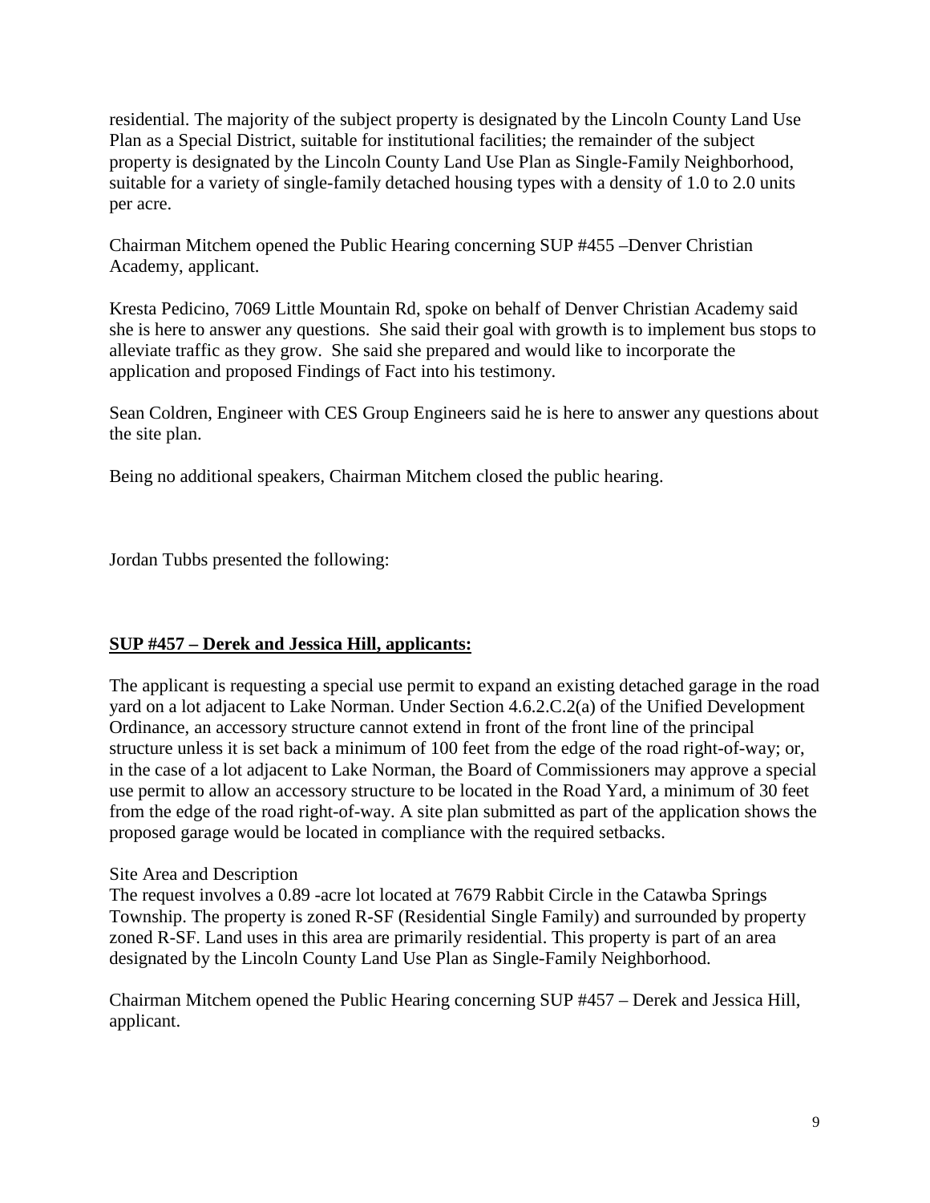residential. The majority of the subject property is designated by the Lincoln County Land Use Plan as a Special District, suitable for institutional facilities; the remainder of the subject property is designated by the Lincoln County Land Use Plan as Single-Family Neighborhood, suitable for a variety of single-family detached housing types with a density of 1.0 to 2.0 units per acre.

Chairman Mitchem opened the Public Hearing concerning SUP #455 –Denver Christian Academy, applicant.

Kresta Pedicino, 7069 Little Mountain Rd, spoke on behalf of Denver Christian Academy said she is here to answer any questions. She said their goal with growth is to implement bus stops to alleviate traffic as they grow. She said she prepared and would like to incorporate the application and proposed Findings of Fact into his testimony.

Sean Coldren, Engineer with CES Group Engineers said he is here to answer any questions about the site plan.

Being no additional speakers, Chairman Mitchem closed the public hearing.

Jordan Tubbs presented the following:

**SUP #457 – Derek and Jessica Hill, applicants:**

The applicant is requesting a special use permit to expand an existing detached garage in the road yard on a lot adjacent to Lake Norman. Under Section 4.6.2.C.2(a) of the Unified Development Ordinance, an accessory structure cannot extend in front of the front line of the principal structure unless it is set back a minimum of 100 feet from the edge of the road right-of-way; or, in the case of a lot adjacent to Lake Norman, the Board of Commissioners may approve a special use permit to allow an accessory structure to be located in the Road Yard, a minimum of 30 feet from the edge of the road right-of-way. A site plan submitted as part of the application shows the proposed garage would be located in compliance with the required setbacks.

Site Area and Description
The request involves a 0.89 -acre lot located at 7679 Rabbit Circle in the Catawba Springs Township. The property is zoned R-SF (Residential Single Family) and surrounded by property zoned R-SF. Land uses in this area are primarily residential. This property is part of an area designated by the Lincoln County Land Use Plan as Single-Family Neighborhood.

Chairman Mitchem opened the Public Hearing concerning SUP #457 – Derek and Jessica Hill, applicant.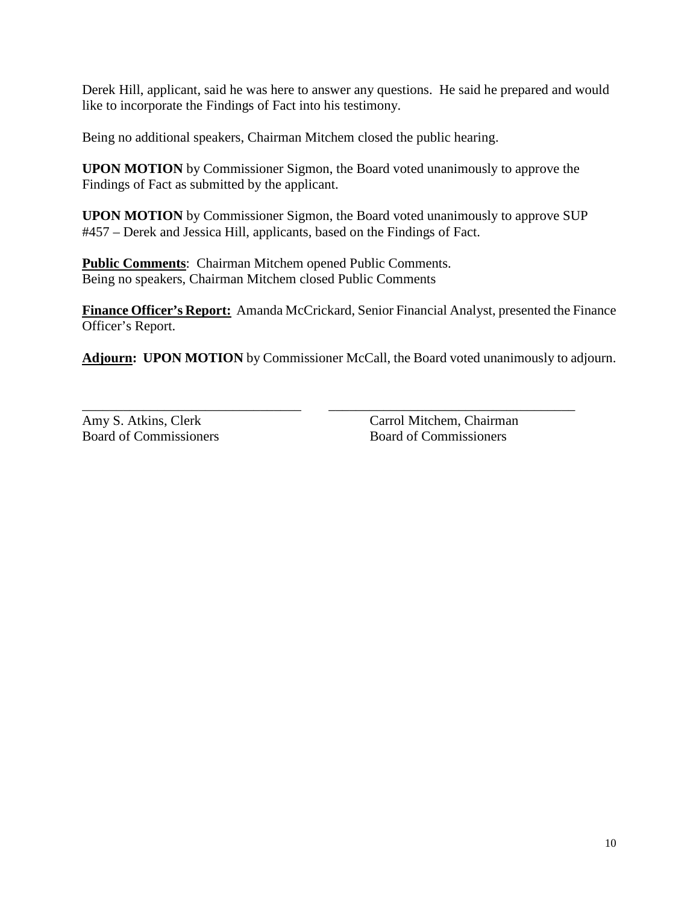Derek Hill, applicant, said he was here to answer any questions. He said he prepared and would like to incorporate the Findings of Fact into his testimony.

Being no additional speakers, Chairman Mitchem closed the public hearing.

**UPON MOTION** by Commissioner Sigmon, the Board voted unanimously to approve the Findings of Fact as submitted by the applicant.

**UPON MOTION** by Commissioner Sigmon, the Board voted unanimously to approve SUP #457 – Derek and Jessica Hill, applicants, based on the Findings of Fact.

**Public Comments**: Chairman Mitchem opened Public Comments.
Being no speakers, Chairman Mitchem closed Public Comments

**Finance Officer's Report:** Amanda McCrickard, Senior Financial Analyst, presented the Finance Officer's Report.

**Adjourn: UPON MOTION** by Commissioner McCall, the Board voted unanimously to adjourn.

_______________________________ &nbsp;&nbsp;&nbsp;&nbsp; ___________________________________

Amy S. Atkins, Clerk
Board of Commissioners

Carrol Mitchem, Chairman
Board of Commissioners